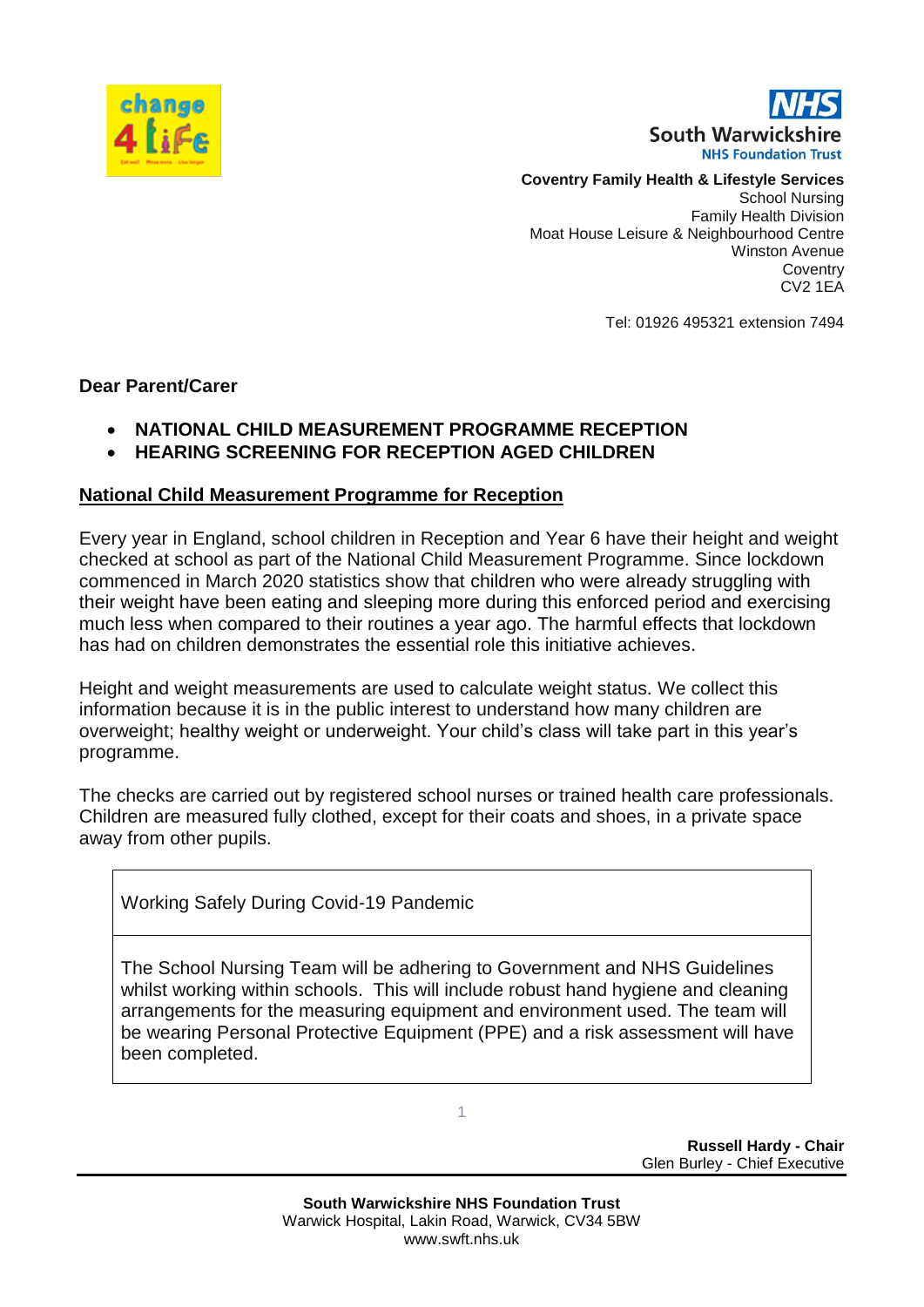**Coventry Family Health & Lifestyle Services**
School Nursing
Family Health Division
Moat House Leisure & Neighbourhood Centre
Winston Avenue
Coventry
CV2 1EA

Tel: 01926 495321 extension 7494

**Dear Parent/Carer**

- **NATIONAL CHILD MEASUREMENT PROGRAMME RECEPTION**
- **HEARING SCREENING FOR RECEPTION AGED CHILDREN**

## National Child Measurement Programme for Reception

Every year in England, school children in Reception and Year 6 have their height and weight checked at school as part of the National Child Measurement Programme. Since lockdown commenced in March 2020 statistics show that children who were already struggling with their weight have been eating and sleeping more during this enforced period and exercising much less when compared to their routines a year ago. The harmful effects that lockdown has had on children demonstrates the essential role this initiative achieves.

Height and weight measurements are used to calculate weight status. We collect this information because it is in the public interest to understand how many children are overweight; healthy weight or underweight. Your child's class will take part in this year's programme.

The checks are carried out by registered school nurses or trained health care professionals. Children are measured fully clothed, except for their coats and shoes, in a private space away from other pupils.

| Working Safely During Covid-19 Pandemic |
|---|
| The School Nursing Team will be adhering to Government and NHS Guidelines whilst working within schools. This will include robust hand hygiene and cleaning arrangements for the measuring equipment and environment used. The team will be wearing Personal Protective Equipment (PPE) and a risk assessment will have been completed. |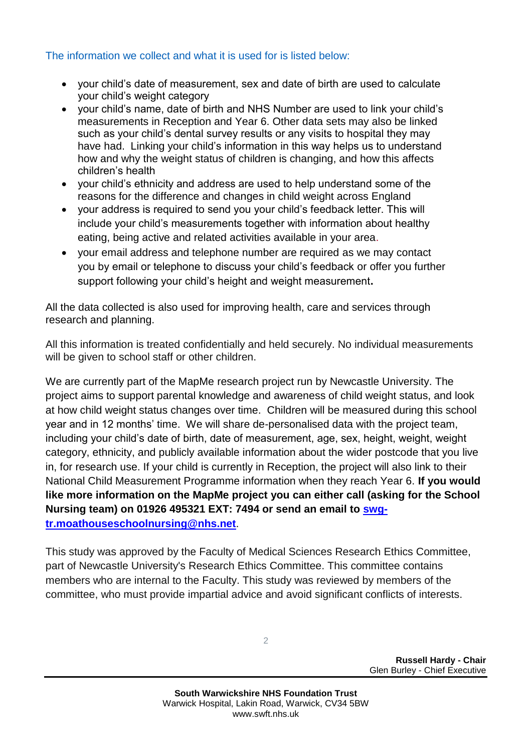The information we collect and what it is used for is listed below:

- your child's date of measurement, sex and date of birth are used to calculate your child's weight category
- your child's name, date of birth and NHS Number are used to link your child's measurements in Reception and Year 6. Other data sets may also be linked such as your child's dental survey results or any visits to hospital they may have had. Linking your child's information in this way helps us to understand how and why the weight status of children is changing, and how this affects children's health
- your child's ethnicity and address are used to help understand some of the reasons for the difference and changes in child weight across England
- your address is required to send you your child's feedback letter. This will include your child's measurements together with information about healthy eating, being active and related activities available in your area.
- your email address and telephone number are required as we may contact you by email or telephone to discuss your child's feedback or offer you further support following your child's height and weight measurement**.**

All the data collected is also used for improving health, care and services through research and planning.

All this information is treated confidentially and held securely. No individual measurements will be given to school staff or other children.

We are currently part of the MapMe research project run by Newcastle University. The project aims to support parental knowledge and awareness of child weight status, and look at how child weight status changes over time. Children will be measured during this school year and in 12 months' time. We will share de-personalised data with the project team, including your child's date of birth, date of measurement, age, sex, height, weight, weight category, ethnicity, and publicly available information about the wider postcode that you live in, for research use. If your child is currently in Reception, the project will also link to their National Child Measurement Programme information when they reach Year 6. **If you would like more information on the MapMe project you can either call (asking for the School Nursing team) on 01926 495321 EXT: 7494 or send an email to swg-tr.moathouseschoolnursing@nhs.net**.

This study was approved by the Faculty of Medical Sciences Research Ethics Committee, part of Newcastle University's Research Ethics Committee. This committee contains members who are internal to the Faculty. This study was reviewed by members of the committee, who must provide impartial advice and avoid significant conflicts of interests.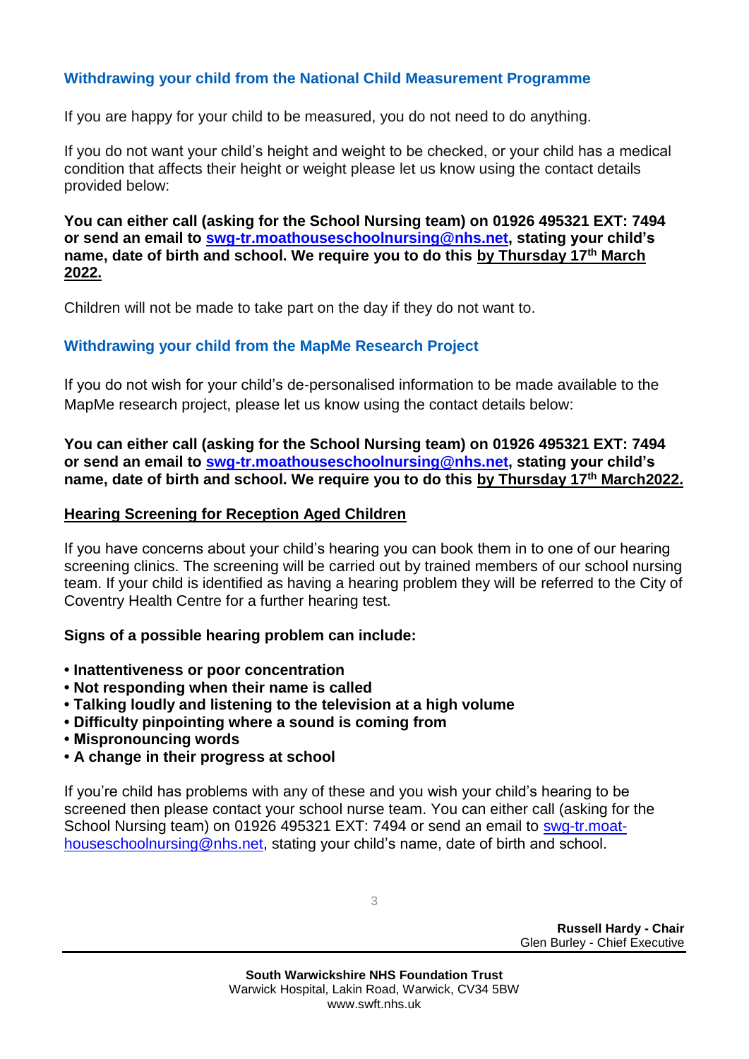### Withdrawing your child from the National Child Measurement Programme

If you are happy for your child to be measured, you do not need to do anything.

If you do not want your child's height and weight to be checked, or your child has a medical condition that affects their height or weight please let us know using the contact details provided below:

**You can either call (asking for the School Nursing team) on 01926 495321 EXT: 7494 or send an email to swg-tr.moathouseschoolnursing@nhs.net, stating your child's name, date of birth and school. We require you to do this <u>by Thursday 17th March 2022.</u>**

Children will not be made to take part on the day if they do not want to.

### Withdrawing your child from the MapMe Research Project

If you do not wish for your child's de-personalised information to be made available to the MapMe research project, please let us know using the contact details below:

**You can either call (asking for the School Nursing team) on 01926 495321 EXT: 7494 or send an email to swg-tr.moathouseschoolnursing@nhs.net, stating your child's name, date of birth and school. We require you to do this <u>by Thursday 17th March2022.</u>**

### <u>Hearing Screening for Reception Aged Children</u>

If you have concerns about your child's hearing you can book them in to one of our hearing screening clinics. The screening will be carried out by trained members of our school nursing team. If your child is identified as having a hearing problem they will be referred to the City of Coventry Health Centre for a further hearing test.

**Signs of a possible hearing problem can include:**

- **Inattentiveness or poor concentration**
- **Not responding when their name is called**
- **Talking loudly and listening to the television at a high volume**
- **Difficulty pinpointing where a sound is coming from**
- **Mispronouncing words**
- **A change in their progress at school**

If you're child has problems with any of these and you wish your child's hearing to be screened then please contact your school nurse team. You can either call (asking for the School Nursing team) on 01926 495321 EXT: 7494 or send an email to swg-tr.moat-houseschoolnursing@nhs.net, stating your child's name, date of birth and school.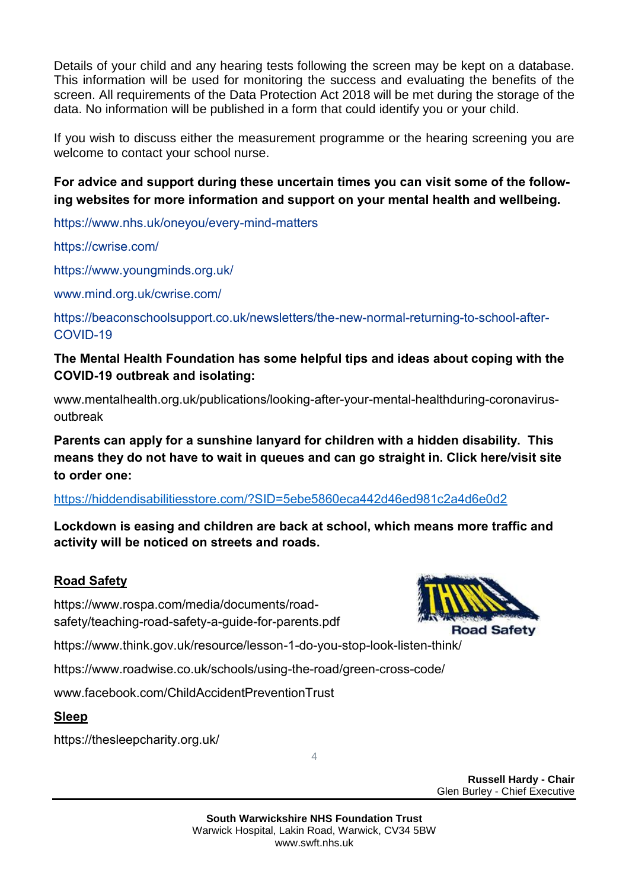Details of your child and any hearing tests following the screen may be kept on a database. This information will be used for monitoring the success and evaluating the benefits of the screen. All requirements of the Data Protection Act 2018 will be met during the storage of the data. No information will be published in a form that could identify you or your child.

If you wish to discuss either the measurement programme or the hearing screening you are welcome to contact your school nurse.

**For advice and support during these uncertain times you can visit some of the following websites for more information and support on your mental health and wellbeing.**

https://www.nhs.uk/oneyou/every-mind-matters

https://cwrise.com/

https://www.youngminds.org.uk/

www.mind.org.uk/cwrise.com/

https://beaconschoolsupport.co.uk/newsletters/the-new-normal-returning-to-school-after-COVID-19

**The Mental Health Foundation has some helpful tips and ideas about coping with the COVID-19 outbreak and isolating:**

www.mentalhealth.org.uk/publications/looking-after-your-mental-healthduring-coronavirus-outbreak

**Parents can apply for a sunshine lanyard for children with a hidden disability. This means they do not have to wait in queues and can go straight in. Click here/visit site to order one:**

https://hiddendisabilitiesstore.com/?SID=5ebe5860eca442d46ed981c2a4d6e0d2

**Lockdown is easing and children are back at school, which means more traffic and activity will be noticed on streets and roads.**

## Road Safety

https://www.rospa.com/media/documents/road-safety/teaching-road-safety-a-guide-for-parents.pdf

https://www.think.gov.uk/resource/lesson-1-do-you-stop-look-listen-think/

https://www.roadwise.co.uk/schools/using-the-road/green-cross-code/

www.facebook.com/ChildAccidentPreventionTrust

## Sleep

https://thesleepcharity.org.uk/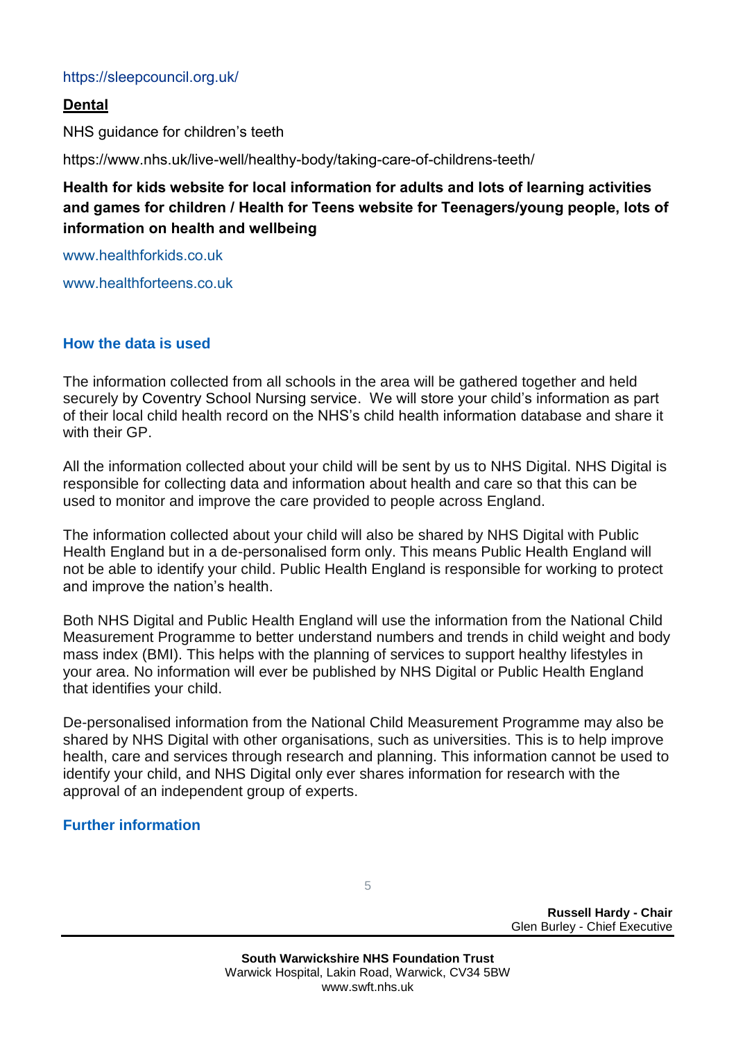https://sleepcouncil.org.uk/

**Dental**

NHS guidance for children's teeth

https://www.nhs.uk/live-well/healthy-body/taking-care-of-childrens-teeth/

**Health for kids website for local information for adults and lots of learning activities and games for children / Health for Teens website for Teenagers/young people, lots of information on health and wellbeing**

www.healthforkids.co.uk

www.healthforteens.co.uk

### How the data is used

The information collected from all schools in the area will be gathered together and held securely by Coventry School Nursing service. We will store your child's information as part of their local child health record on the NHS's child health information database and share it with their GP.

All the information collected about your child will be sent by us to NHS Digital. NHS Digital is responsible for collecting data and information about health and care so that this can be used to monitor and improve the care provided to people across England.

The information collected about your child will also be shared by NHS Digital with Public Health England but in a de-personalised form only. This means Public Health England will not be able to identify your child. Public Health England is responsible for working to protect and improve the nation's health.

Both NHS Digital and Public Health England will use the information from the National Child Measurement Programme to better understand numbers and trends in child weight and body mass index (BMI). This helps with the planning of services to support healthy lifestyles in your area. No information will ever be published by NHS Digital or Public Health England that identifies your child.

De-personalised information from the National Child Measurement Programme may also be shared by NHS Digital with other organisations, such as universities. This is to help improve health, care and services through research and planning. This information cannot be used to identify your child, and NHS Digital only ever shares information for research with the approval of an independent group of experts.

### Further information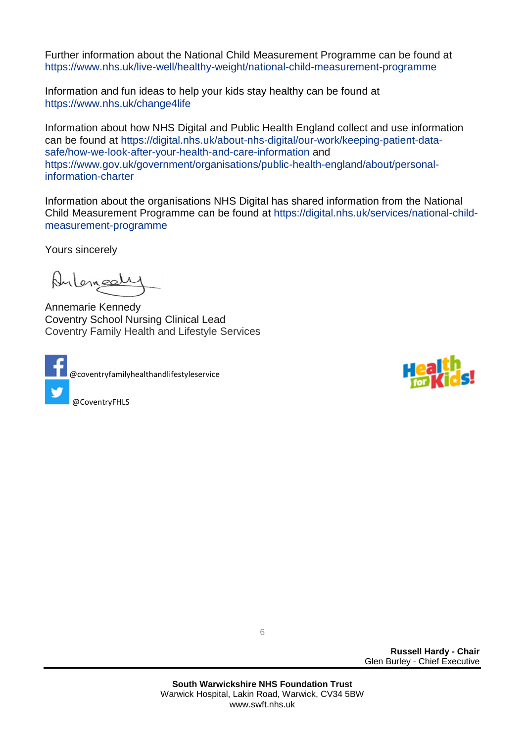Further information about the National Child Measurement Programme can be found at https://www.nhs.uk/live-well/healthy-weight/national-child-measurement-programme

Information and fun ideas to help your kids stay healthy can be found at https://www.nhs.uk/change4life

Information about how NHS Digital and Public Health England collect and use information can be found at https://digital.nhs.uk/about-nhs-digital/our-work/keeping-patient-data-safe/how-we-look-after-your-health-and-care-information and https://www.gov.uk/government/organisations/public-health-england/about/personal-information-charter

Information about the organisations NHS Digital has shared information from the National Child Measurement Programme can be found at https://digital.nhs.uk/services/national-child-measurement-programme

Yours sincerely

Annemarie Kennedy
Coventry School Nursing Clinical Lead
Coventry Family Health and Lifestyle Services

@coventryfamilyhealthandlifestyleservice

@CoventryFHLS

**Russell Hardy - Chair**
Glen Burley - Chief Executive

**South Warwickshire NHS Foundation Trust**
Warwick Hospital, Lakin Road, Warwick, CV34 5BW
www.swft.nhs.uk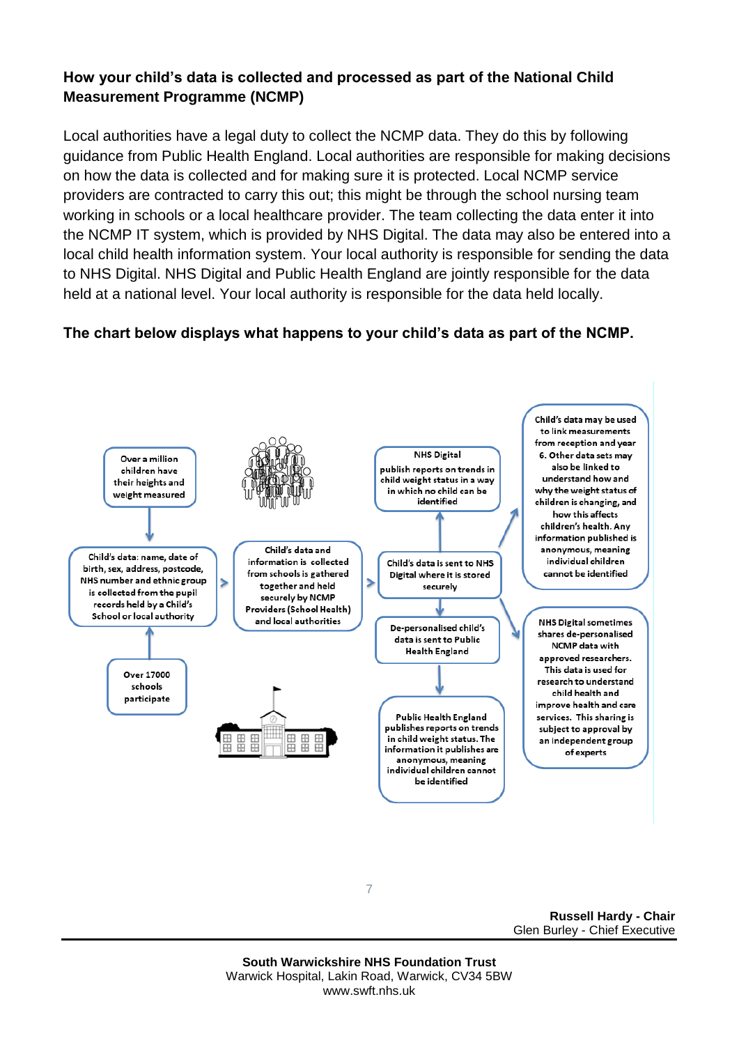**How your child's data is collected and processed as part of the National Child Measurement Programme (NCMP)**

Local authorities have a legal duty to collect the NCMP data. They do this by following guidance from Public Health England. Local authorities are responsible for making decisions on how the data is collected and for making sure it is protected. Local NCMP service providers are contracted to carry this out; this might be through the school nursing team working in schools or a local healthcare provider. The team collecting the data enter it into the NCMP IT system, which is provided by NHS Digital. The data may also be entered into a local child health information system. Your local authority is responsible for sending the data to NHS Digital. NHS Digital and Public Health England are jointly responsible for the data held at a national level. Your local authority is responsible for the data held locally.

**The chart below displays what happens to your child's data as part of the NCMP.**

Over a million children have their heights and weight measured

Child's data: name, date of birth, sex, address, postcode, NHS number and ethnic group is collected from the pupil records held by a Child's School or local authority

Over 17000 schools participate

Child's data and information is collected from schools is gathered together and held securely by NCMP Providers (School Health) and local authorities

Child's data is sent to NHS Digital where it is stored securely

NHS Digital publish reports on trends in child weight status in a way in which no child can be identified

De-personalised child's data is sent to Public Health England

Public Health England publishes reports on trends in child weight status. The information it publishes are anonymous, meaning individual children cannot be identified

Child's data may be used to link measurements from reception and year 6. Other data sets may also be linked to understand how and why the weight status of children is changing, and how this affects children's health. Any information published is anonymous, meaning individual children cannot be identified

NHS Digital sometimes shares de-personalised NCMP data with approved researchers. This data is used for research to understand child health and improve health and care services. This sharing is subject to approval by an independent group of experts

**Russell Hardy - Chair**
Glen Burley - Chief Executive

**South Warwickshire NHS Foundation Trust**
Warwick Hospital, Lakin Road, Warwick, CV34 5BW
www.swft.nhs.uk